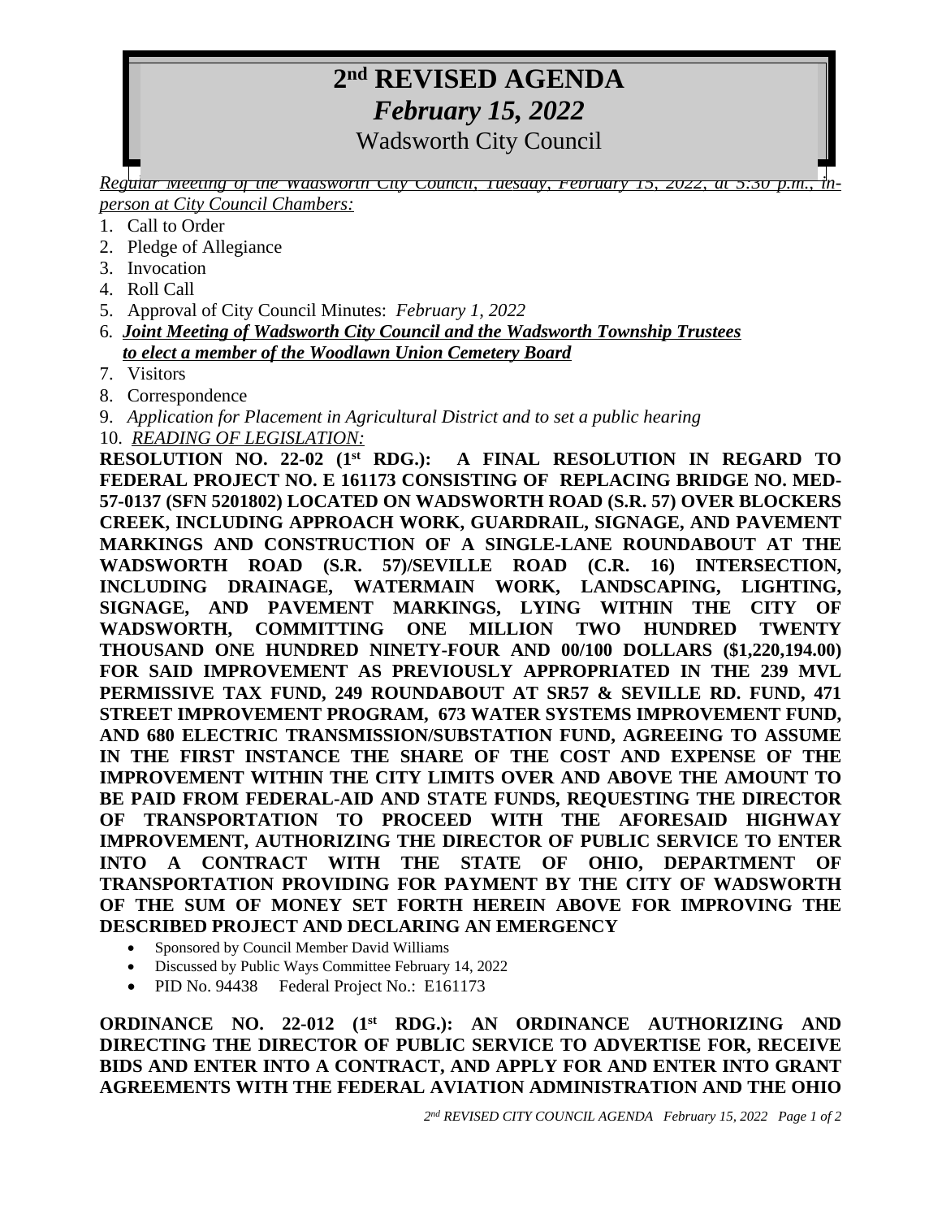# 2nd REVISED AGENDA

## *February 15, 2022*

### Wadsworth City Council

*Regular Meeting of the Wadsworth City Council, Tuesday, February 15, 2022, at 5:30 p.m., in-person at City Council Chambers:*

1. Call to Order
2. Pledge of Allegiance
3. Invocation
4. Roll Call
5. Approval of City Council Minutes: *February 1, 2022*
6. ***Joint Meeting of Wadsworth City Council and the Wadsworth Township Trustees to elect a member of the Woodlawn Union Cemetery Board***
7. Visitors
8. Correspondence
9. *Application for Placement in Agricultural District and to set a public hearing*
10. *READING OF LEGISLATION:*

**RESOLUTION NO. 22-02 (1st RDG.): A FINAL RESOLUTION IN REGARD TO FEDERAL PROJECT NO. E 161173 CONSISTING OF REPLACING BRIDGE NO. MED-57-0137 (SFN 5201802) LOCATED ON WADSWORTH ROAD (S.R. 57) OVER BLOCKERS CREEK, INCLUDING APPROACH WORK, GUARDRAIL, SIGNAGE, AND PAVEMENT MARKINGS AND CONSTRUCTION OF A SINGLE-LANE ROUNDABOUT AT THE WADSWORTH ROAD (S.R. 57)/SEVILLE ROAD (C.R. 16) INTERSECTION, INCLUDING DRAINAGE, WATERMAIN WORK, LANDSCAPING, LIGHTING, SIGNAGE, AND PAVEMENT MARKINGS, LYING WITHIN THE CITY OF WADSWORTH, COMMITTING ONE MILLION TWO HUNDRED TWENTY THOUSAND ONE HUNDRED NINETY-FOUR AND 00/100 DOLLARS ($1,220,194.00) FOR SAID IMPROVEMENT AS PREVIOUSLY APPROPRIATED IN THE 239 MVL PERMISSIVE TAX FUND, 249 ROUNDABOUT AT SR57 & SEVILLE RD. FUND, 471 STREET IMPROVEMENT PROGRAM, 673 WATER SYSTEMS IMPROVEMENT FUND, AND 680 ELECTRIC TRANSMISSION/SUBSTATION FUND, AGREEING TO ASSUME IN THE FIRST INSTANCE THE SHARE OF THE COST AND EXPENSE OF THE IMPROVEMENT WITHIN THE CITY LIMITS OVER AND ABOVE THE AMOUNT TO BE PAID FROM FEDERAL-AID AND STATE FUNDS, REQUESTING THE DIRECTOR OF TRANSPORTATION TO PROCEED WITH THE AFORESAID HIGHWAY IMPROVEMENT, AUTHORIZING THE DIRECTOR OF PUBLIC SERVICE TO ENTER INTO A CONTRACT WITH THE STATE OF OHIO, DEPARTMENT OF TRANSPORTATION PROVIDING FOR PAYMENT BY THE CITY OF WADSWORTH OF THE SUM OF MONEY SET FORTH HEREIN ABOVE FOR IMPROVING THE DESCRIBED PROJECT AND DECLARING AN EMERGENCY**

- Sponsored by Council Member David Williams
- Discussed by Public Ways Committee February 14, 2022
- PID No. 94438 Federal Project No.: E161173

**ORDINANCE NO. 22-012 (1st RDG.): AN ORDINANCE AUTHORIZING AND DIRECTING THE DIRECTOR OF PUBLIC SERVICE TO ADVERTISE FOR, RECEIVE BIDS AND ENTER INTO A CONTRACT, AND APPLY FOR AND ENTER INTO GRANT AGREEMENTS WITH THE FEDERAL AVIATION ADMINISTRATION AND THE OHIO**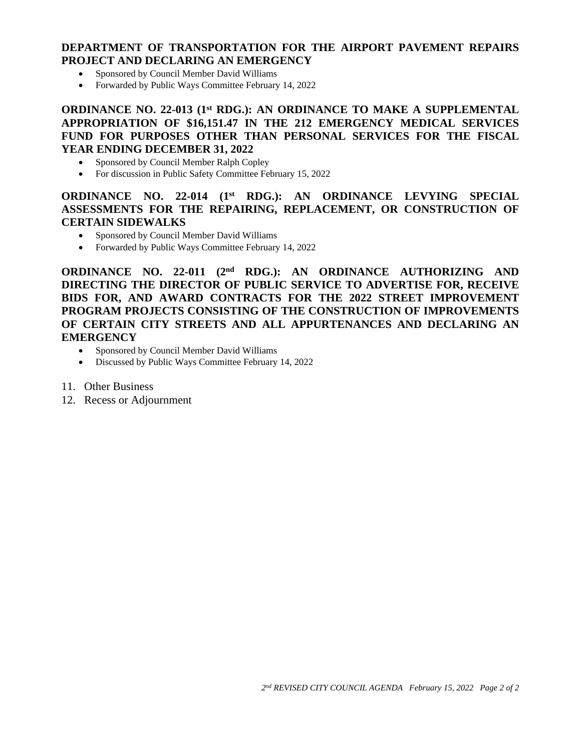**DEPARTMENT OF TRANSPORTATION FOR THE AIRPORT PAVEMENT REPAIRS PROJECT AND DECLARING AN EMERGENCY**

- Sponsored by Council Member David Williams
- Forwarded by Public Ways Committee February 14, 2022

**ORDINANCE NO. 22-013 (1st RDG.): AN ORDINANCE TO MAKE A SUPPLEMENTAL APPROPRIATION OF $16,151.47 IN THE 212 EMERGENCY MEDICAL SERVICES FUND FOR PURPOSES OTHER THAN PERSONAL SERVICES FOR THE FISCAL YEAR ENDING DECEMBER 31, 2022**

- Sponsored by Council Member Ralph Copley
- For discussion in Public Safety Committee February 15, 2022

**ORDINANCE NO. 22-014 (1st RDG.): AN ORDINANCE LEVYING SPECIAL ASSESSMENTS FOR THE REPAIRING, REPLACEMENT, OR CONSTRUCTION OF CERTAIN SIDEWALKS**

- Sponsored by Council Member David Williams
- Forwarded by Public Ways Committee February 14, 2022

**ORDINANCE NO. 22-011 (2nd RDG.): AN ORDINANCE AUTHORIZING AND DIRECTING THE DIRECTOR OF PUBLIC SERVICE TO ADVERTISE FOR, RECEIVE BIDS FOR, AND AWARD CONTRACTS FOR THE 2022 STREET IMPROVEMENT PROGRAM PROJECTS CONSISTING OF THE CONSTRUCTION OF IMPROVEMENTS OF CERTAIN CITY STREETS AND ALL APPURTENANCES AND DECLARING AN EMERGENCY**

- Sponsored by Council Member David Williams
- Discussed by Public Ways Committee February 14, 2022

11. Other Business
12. Recess or Adjournment